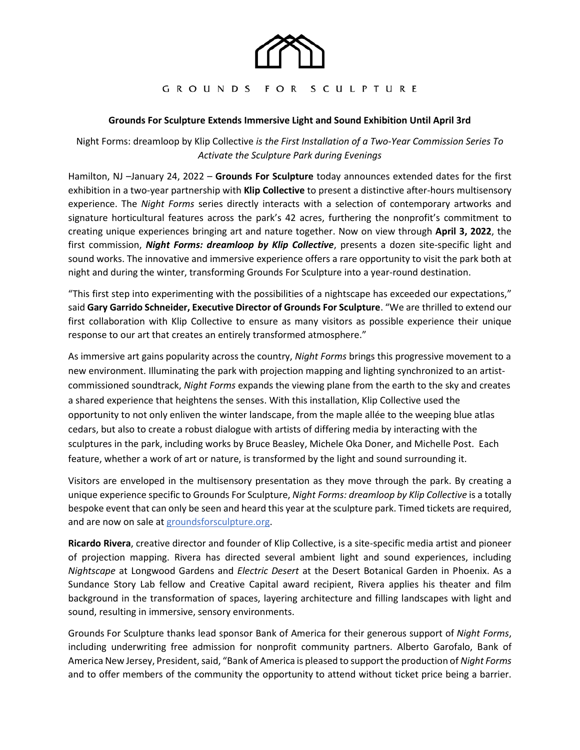GROUNDS FOR SCULPTURE

**Grounds For Sculpture Extends Immersive Light and Sound Exhibition Until April 3rd**

Night Forms: dreamloop by Klip Collective *is the First Installation of a Two-Year Commission Series To Activate the Sculpture Park during Evenings*

Hamilton, NJ –January 24, 2022 – **Grounds For Sculpture** today announces extended dates for the first exhibition in a two-year partnership with **Klip Collective** to present a distinctive after-hours multisensory experience. The *Night Forms* series directly interacts with a selection of contemporary artworks and signature horticultural features across the park's 42 acres, furthering the nonprofit's commitment to creating unique experiences bringing art and nature together. Now on view through **April 3, 2022**, the first commission, ***Night Forms: dreamloop by Klip Collective***, presents a dozen site-specific light and sound works. The innovative and immersive experience offers a rare opportunity to visit the park both at night and during the winter, transforming Grounds For Sculpture into a year-round destination.

"This first step into experimenting with the possibilities of a nightscape has exceeded our expectations," said **Gary Garrido Schneider, Executive Director of Grounds For Sculpture**. "We are thrilled to extend our first collaboration with Klip Collective to ensure as many visitors as possible experience their unique response to our art that creates an entirely transformed atmosphere."

As immersive art gains popularity across the country, *Night Forms* brings this progressive movement to a new environment. Illuminating the park with projection mapping and lighting synchronized to an artist-commissioned soundtrack, *Night Forms* expands the viewing plane from the earth to the sky and creates a shared experience that heightens the senses. With this installation, Klip Collective used the opportunity to not only enliven the winter landscape, from the maple allée to the weeping blue atlas cedars, but also to create a robust dialogue with artists of differing media by interacting with the sculptures in the park, including works by Bruce Beasley, Michele Oka Doner, and Michelle Post. Each feature, whether a work of art or nature, is transformed by the light and sound surrounding it.

Visitors are enveloped in the multisensory presentation as they move through the park. By creating a unique experience specific to Grounds For Sculpture, *Night Forms: dreamloop by Klip Collective* is a totally bespoke event that can only be seen and heard this year at the sculpture park. Timed tickets are required, and are now on sale at groundsforsculpture.org.

**Ricardo Rivera**, creative director and founder of Klip Collective, is a site-specific media artist and pioneer of projection mapping. Rivera has directed several ambient light and sound experiences, including *Nightscape* at Longwood Gardens and *Electric Desert* at the Desert Botanical Garden in Phoenix. As a Sundance Story Lab fellow and Creative Capital award recipient, Rivera applies his theater and film background in the transformation of spaces, layering architecture and filling landscapes with light and sound, resulting in immersive, sensory environments.

Grounds For Sculpture thanks lead sponsor Bank of America for their generous support of *Night Forms*, including underwriting free admission for nonprofit community partners. Alberto Garofalo, Bank of America New Jersey, President, said, "Bank of America is pleased to support the production of *Night Forms* and to offer members of the community the opportunity to attend without ticket price being a barrier.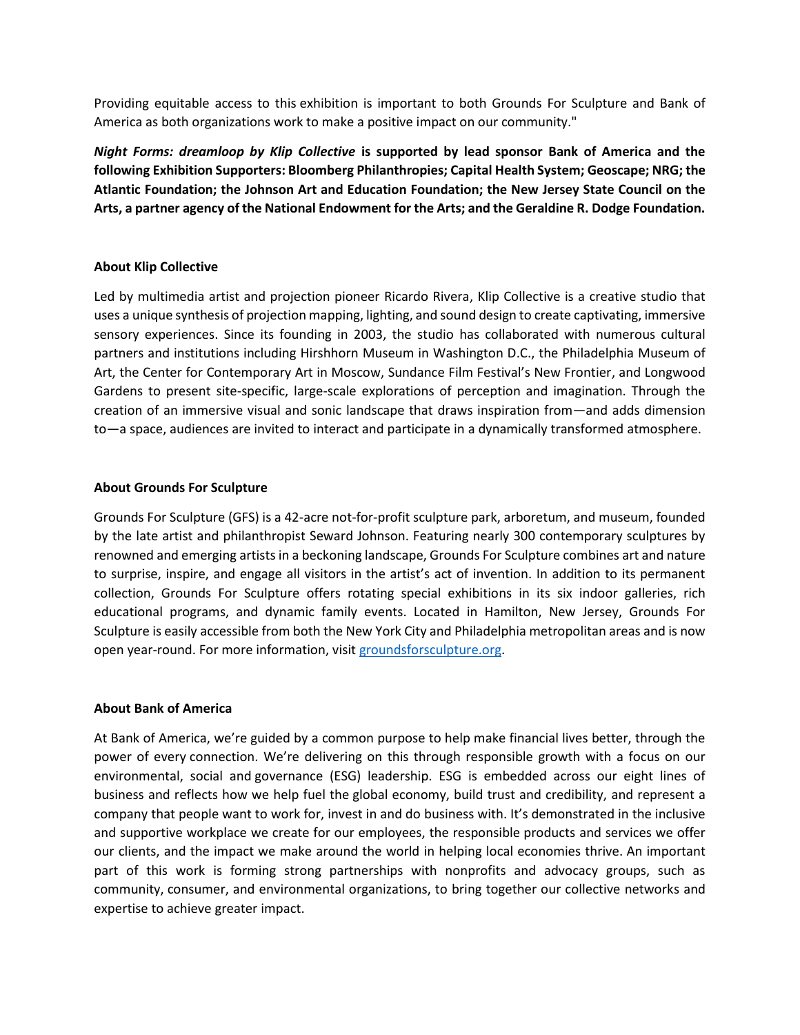Providing equitable access to this exhibition is important to both Grounds For Sculpture and Bank of America as both organizations work to make a positive impact on our community."

***Night Forms: dreamloop by Klip Collective*** **is supported by lead sponsor Bank of America and the following Exhibition Supporters: Bloomberg Philanthropies; Capital Health System; Geoscape; NRG; the Atlantic Foundation; the Johnson Art and Education Foundation; the New Jersey State Council on the Arts, a partner agency of the National Endowment for the Arts; and the Geraldine R. Dodge Foundation.**

**About Klip Collective**

Led by multimedia artist and projection pioneer Ricardo Rivera, Klip Collective is a creative studio that uses a unique synthesis of projection mapping, lighting, and sound design to create captivating, immersive sensory experiences. Since its founding in 2003, the studio has collaborated with numerous cultural partners and institutions including Hirshhorn Museum in Washington D.C., the Philadelphia Museum of Art, the Center for Contemporary Art in Moscow, Sundance Film Festival's New Frontier, and Longwood Gardens to present site-specific, large-scale explorations of perception and imagination. Through the creation of an immersive visual and sonic landscape that draws inspiration from—and adds dimension to—a space, audiences are invited to interact and participate in a dynamically transformed atmosphere.

**About Grounds For Sculpture**

Grounds For Sculpture (GFS) is a 42-acre not-for-profit sculpture park, arboretum, and museum, founded by the late artist and philanthropist Seward Johnson. Featuring nearly 300 contemporary sculptures by renowned and emerging artists in a beckoning landscape, Grounds For Sculpture combines art and nature to surprise, inspire, and engage all visitors in the artist's act of invention. In addition to its permanent collection, Grounds For Sculpture offers rotating special exhibitions in its six indoor galleries, rich educational programs, and dynamic family events. Located in Hamilton, New Jersey, Grounds For Sculpture is easily accessible from both the New York City and Philadelphia metropolitan areas and is now open year-round. For more information, visit [groundsforsculpture.org](groundsforsculpture.org).

**About Bank of America**

At Bank of America, we're guided by a common purpose to help make financial lives better, through the power of every connection. We're delivering on this through responsible growth with a focus on our environmental, social and governance (ESG) leadership. ESG is embedded across our eight lines of business and reflects how we help fuel the global economy, build trust and credibility, and represent a company that people want to work for, invest in and do business with. It's demonstrated in the inclusive and supportive workplace we create for our employees, the responsible products and services we offer our clients, and the impact we make around the world in helping local economies thrive. An important part of this work is forming strong partnerships with nonprofits and advocacy groups, such as community, consumer, and environmental organizations, to bring together our collective networks and expertise to achieve greater impact.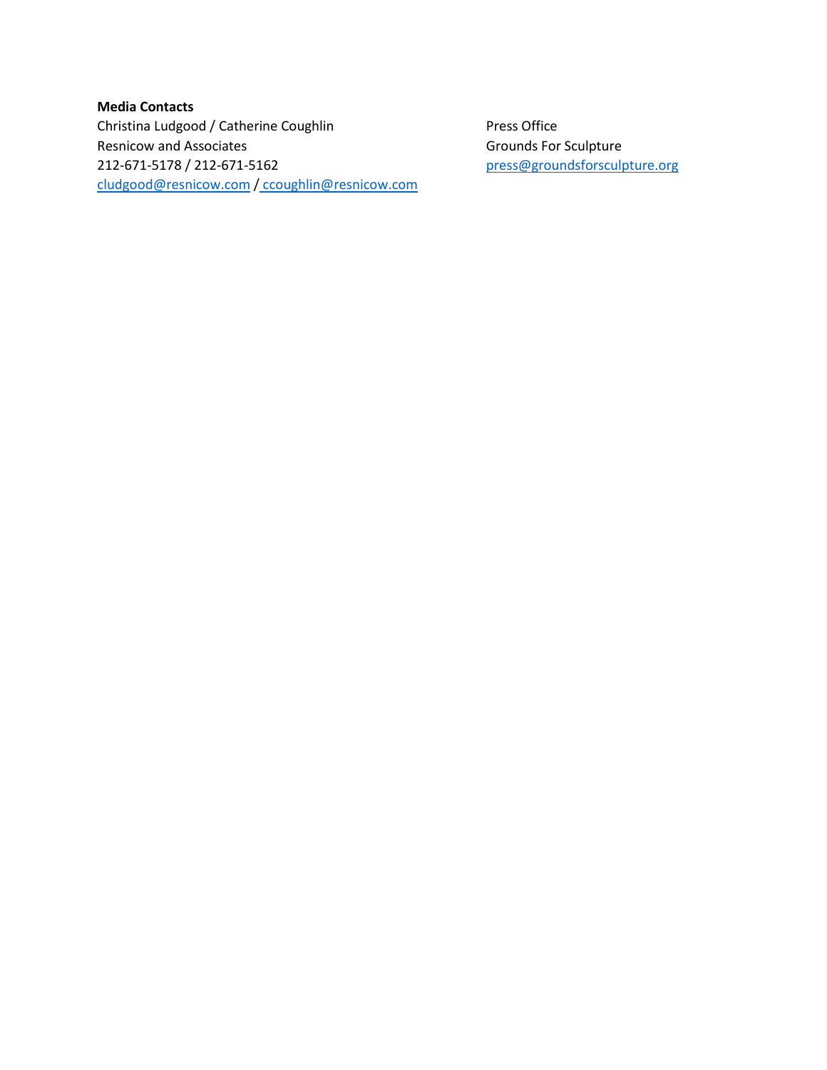**Media Contacts**

Christina Ludgood / Catherine Coughlin
Resnicow and Associates
212-671-5178 / 212-671-5162
cludgood@resnicow.com / ccoughlin@resnicow.com

Press Office
Grounds For Sculpture
press@groundsforsculpture.org